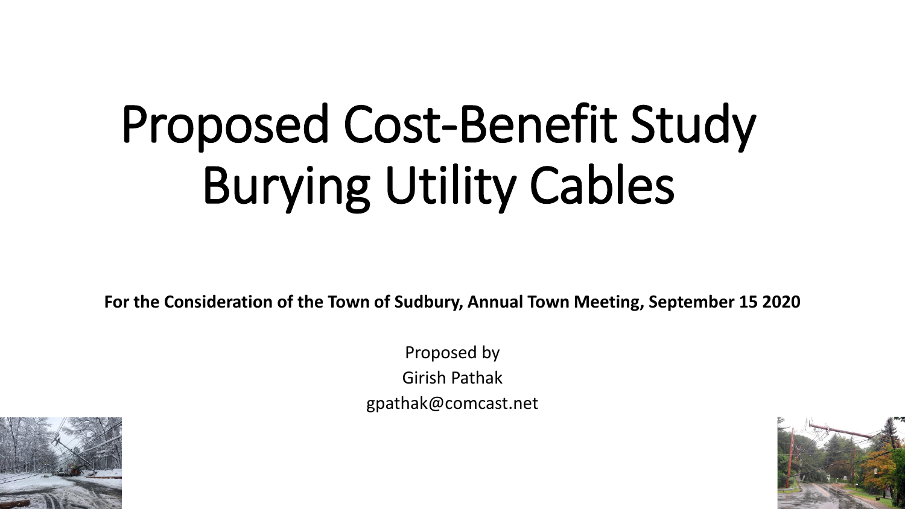# Proposed Cost-Benefit Study Burying Utility Cables

**For the Consideration of the Town of Sudbury, Annual Town Meeting, September 15 2020**

Proposed by
Girish Pathak
gpathak@comcast.net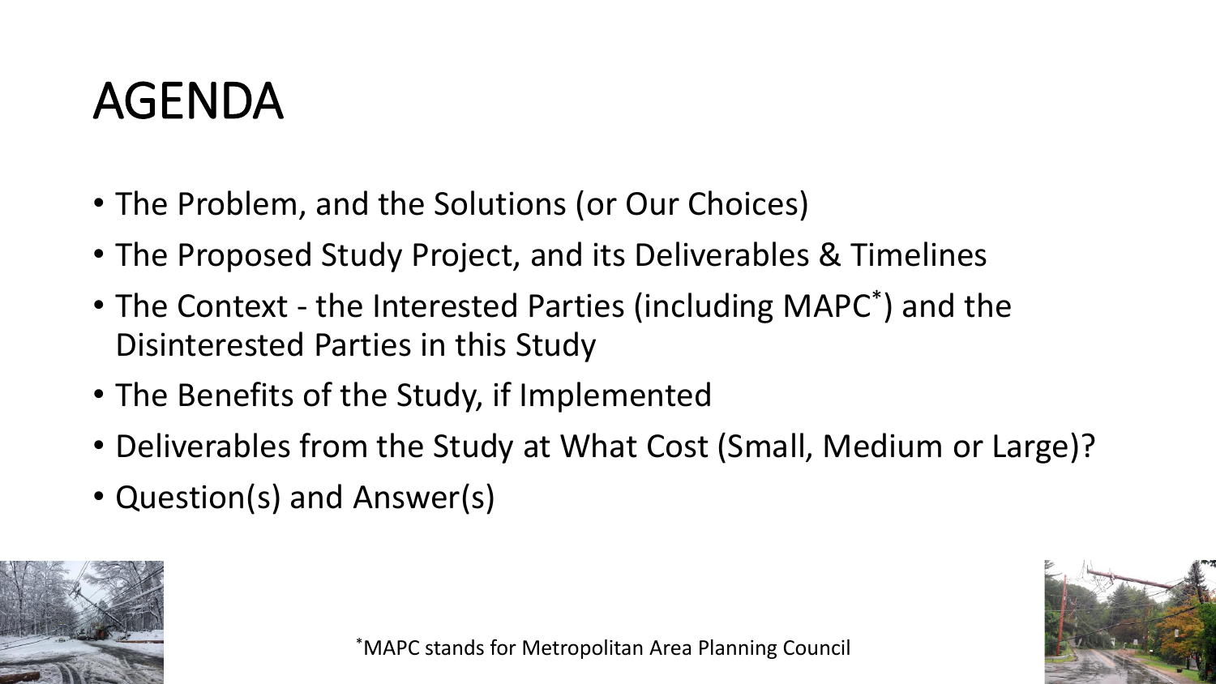# AGENDA

- The Problem, and the Solutions (or Our Choices)
- The Proposed Study Project, and its Deliverables & Timelines
- The Context - the Interested Parties (including MAPC*) and the Disinterested Parties in this Study
- The Benefits of the Study, if Implemented
- Deliverables from the Study at What Cost (Small, Medium or Large)?
- Question(s) and Answer(s)

*MAPC stands for Metropolitan Area Planning Council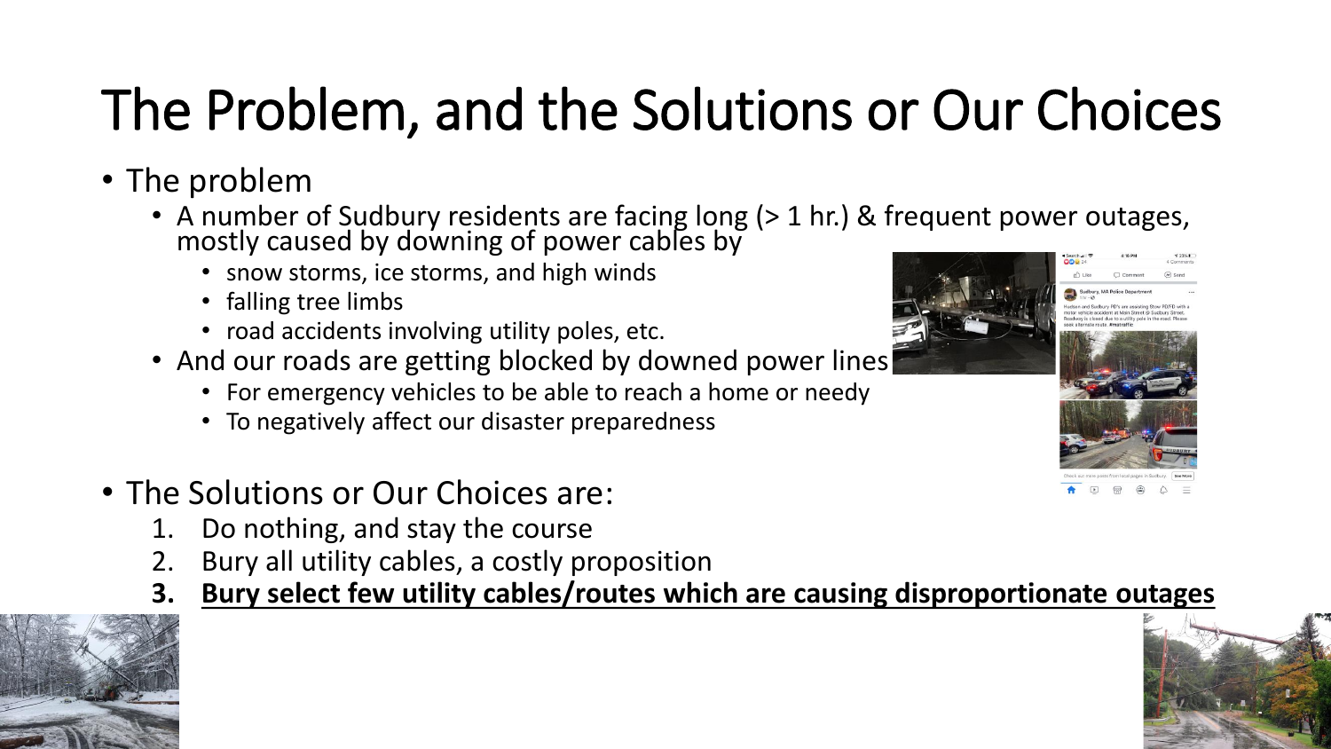# The Problem, and the Solutions or Our Choices

- The problem
  - A number of Sudbury residents are facing long (> 1 hr.) & frequent power outages, mostly caused by downing of power cables by
    - snow storms, ice storms, and high winds
    - falling tree limbs
    - road accidents involving utility poles, etc.
  - And our roads are getting blocked by downed power lines
    - For emergency vehicles to be able to reach a home or needy
    - To negatively affect our disaster preparedness

- The Solutions or Our Choices are:
  1. Do nothing, and stay the course
  2. Bury all utility cables, a costly proposition
  3. **<u>Bury select few utility cables/routes which are causing disproportionate outages</u>**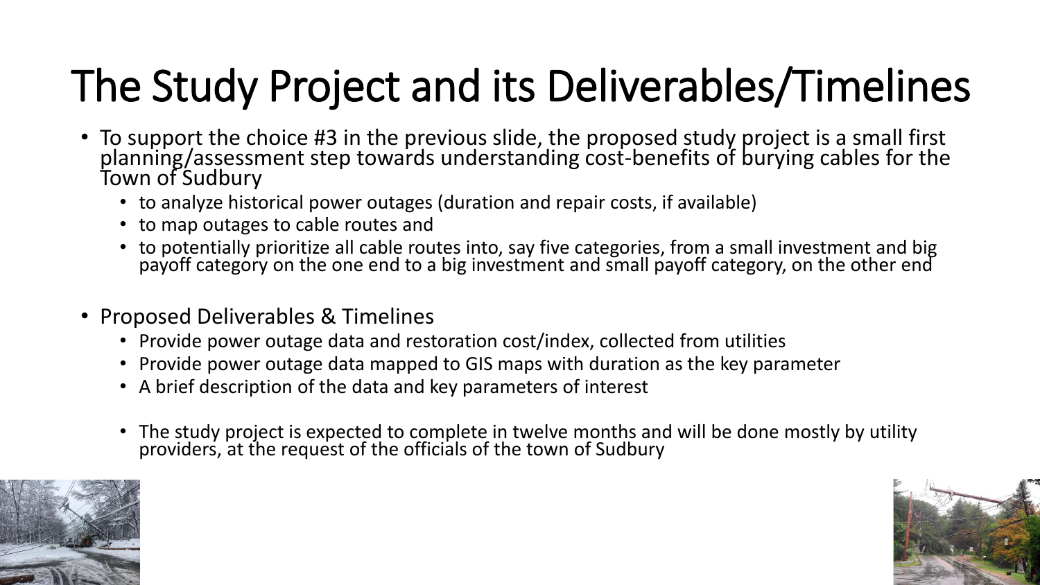# The Study Project and its Deliverables/Timelines

- To support the choice #3 in the previous slide, the proposed study project is a small first planning/assessment step towards understanding cost-benefits of burying cables for the Town of Sudbury
  - to analyze historical power outages (duration and repair costs, if available)
  - to map outages to cable routes and
  - to potentially prioritize all cable routes into, say five categories, from a small investment and big payoff category on the one end to a big investment and small payoff category, on the other end

- Proposed Deliverables & Timelines
  - Provide power outage data and restoration cost/index, collected from utilities
  - Provide power outage data mapped to GIS maps with duration as the key parameter
  - A brief description of the data and key parameters of interest

  - The study project is expected to complete in twelve months and will be done mostly by utility providers, at the request of the officials of the town of Sudbury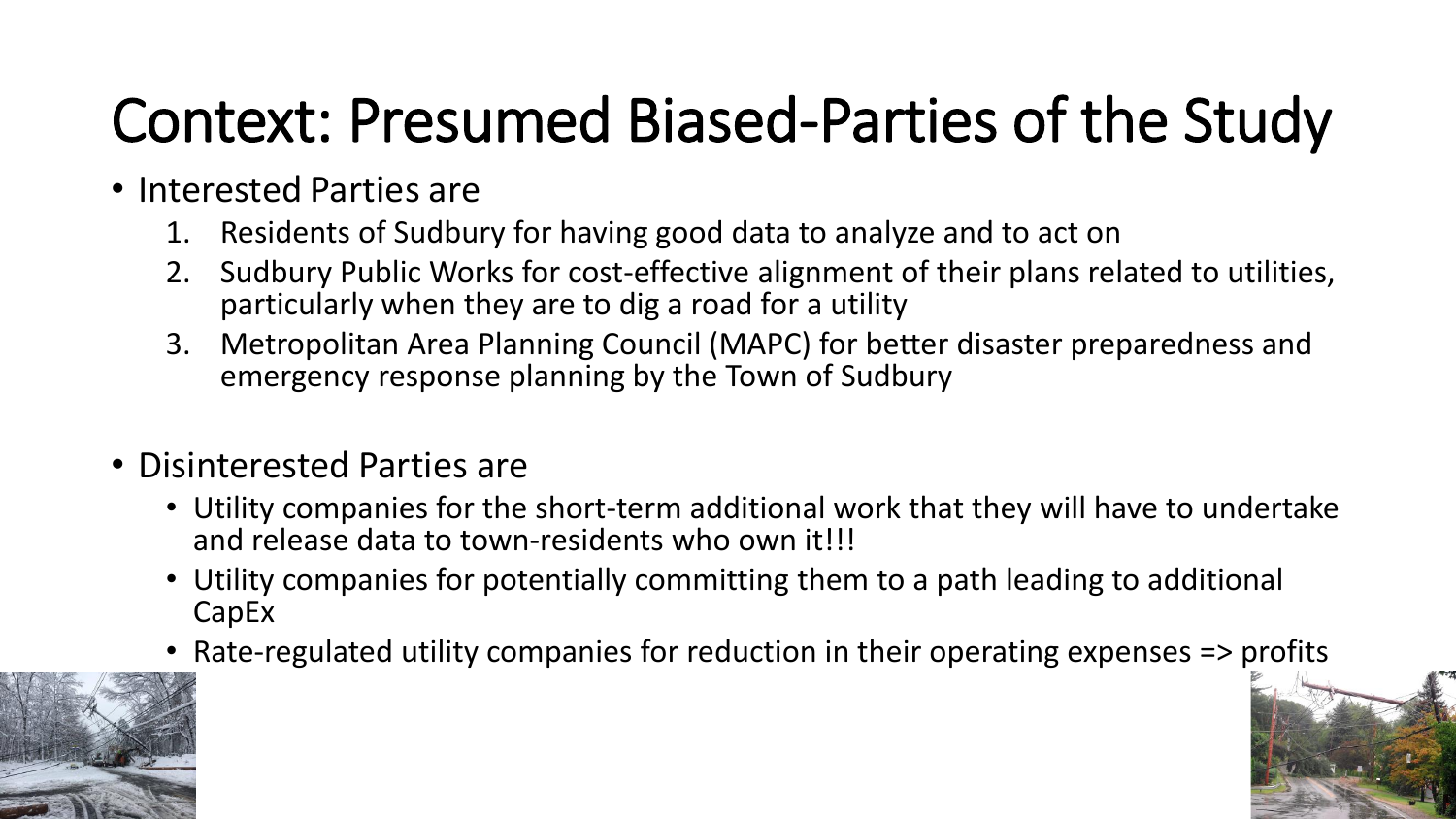# Context: Presumed Biased-Parties of the Study

- Interested Parties are
  1. Residents of Sudbury for having good data to analyze and to act on
  2. Sudbury Public Works for cost-effective alignment of their plans related to utilities, particularly when they are to dig a road for a utility
  3. Metropolitan Area Planning Council (MAPC) for better disaster preparedness and emergency response planning by the Town of Sudbury

- Disinterested Parties are
  - Utility companies for the short-term additional work that they will have to undertake and release data to town-residents who own it!!!
  - Utility companies for potentially committing them to a path leading to additional CapEx
  - Rate-regulated utility companies for reduction in their operating expenses => profits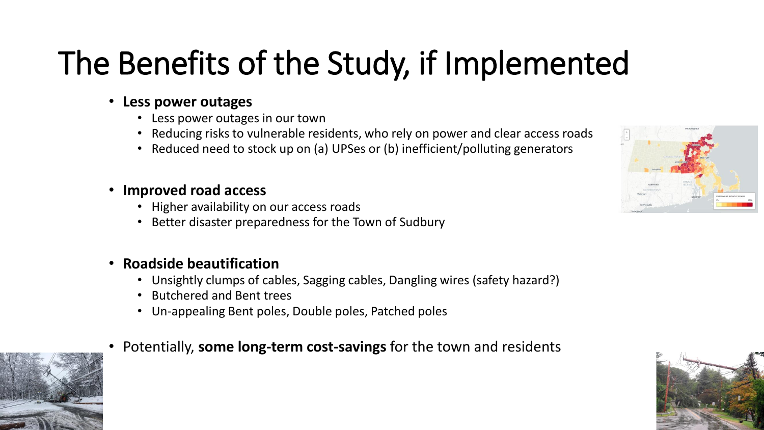# The Benefits of the Study, if Implemented

- **Less power outages**
  - Less power outages in our town
  - Reducing risks to vulnerable residents, who rely on power and clear access roads
  - Reduced need to stock up on (a) UPSes or (b) inefficient/polluting generators
- **Improved road access**
  - Higher availability on our access roads
  - Better disaster preparedness for the Town of Sudbury
- **Roadside beautification**
  - Unsightly clumps of cables, Sagging cables, Dangling wires (safety hazard?)
  - Butchered and Bent trees
  - Un-appealing Bent poles, Double poles, Patched poles
- Potentially, **some long-term cost-savings** for the town and residents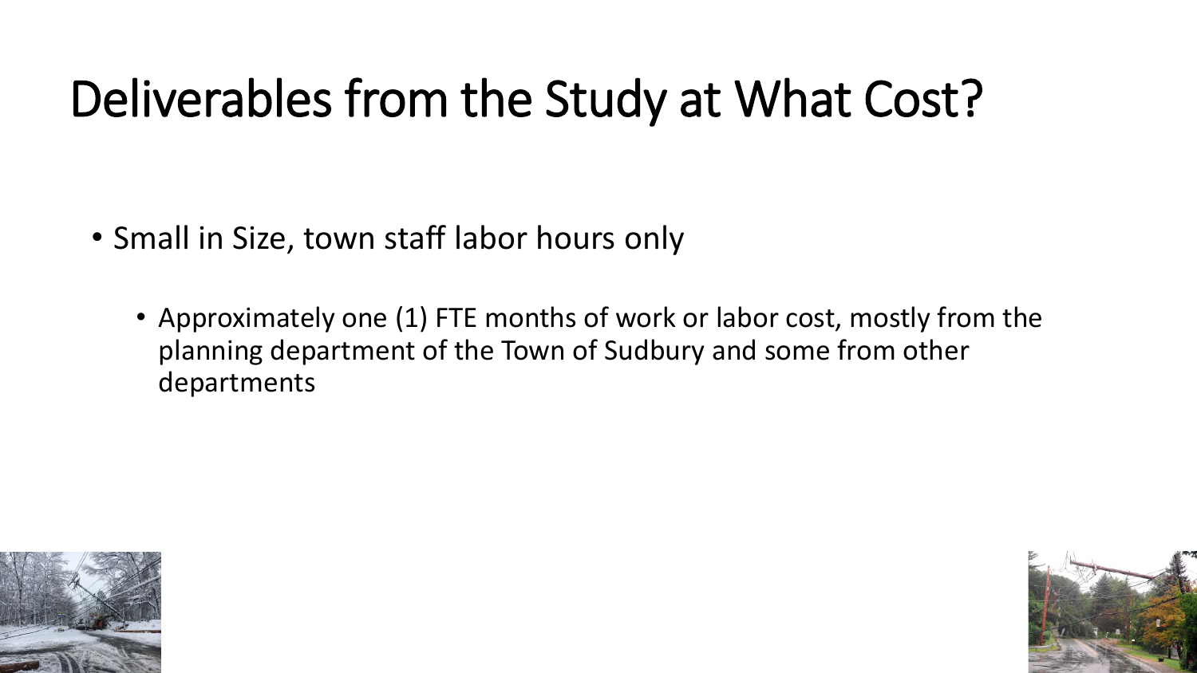# Deliverables from the Study at What Cost?

- Small in Size, town staff labor hours only
  - Approximately one (1) FTE months of work or labor cost, mostly from the planning department of the Town of Sudbury and some from other departments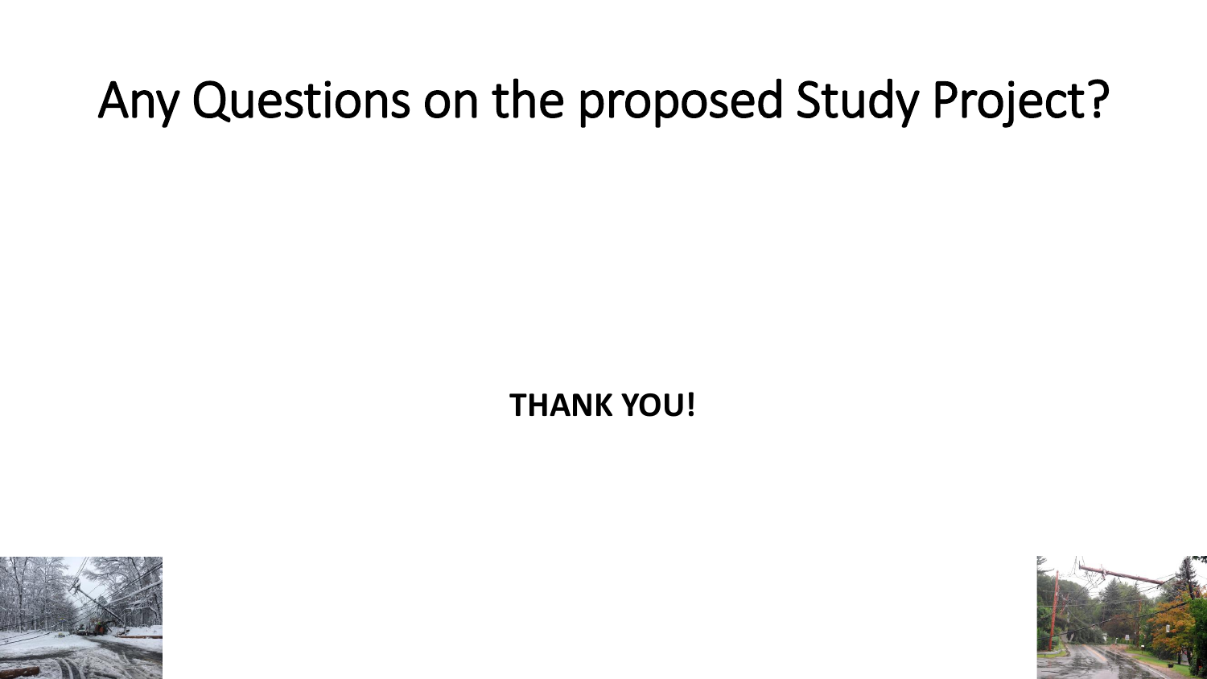# Any Questions on the proposed Study Project?

**THANK YOU!**